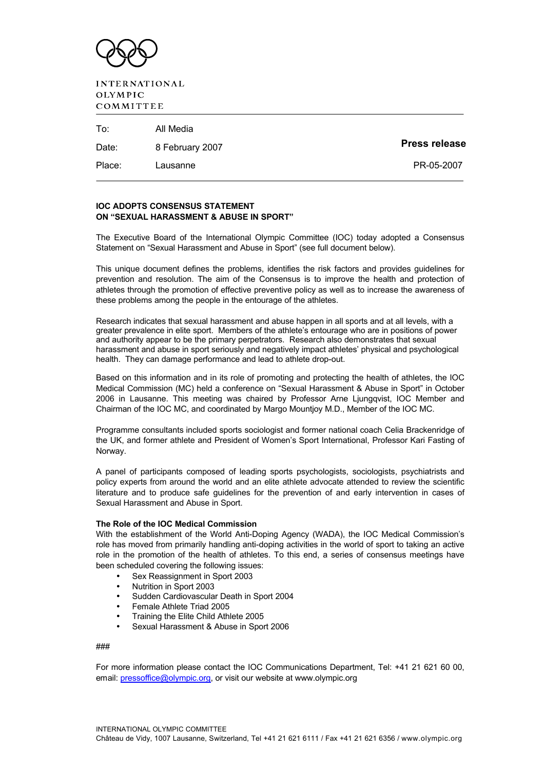INTERNATIONAL OLYMPIC COMMITTEE

| | | |
|---|---|---|
| To: | All Media | |
| Date: | 8 February 2007 | **Press release** |
| Place: | Lausanne | PR-05-2007 |

**IOC ADOPTS CONSENSUS STATEMENT ON "SEXUAL HARASSMENT & ABUSE IN SPORT"**

The Executive Board of the International Olympic Committee (IOC) today adopted a Consensus Statement on "Sexual Harassment and Abuse in Sport" (see full document below).

This unique document defines the problems, identifies the risk factors and provides guidelines for prevention and resolution. The aim of the Consensus is to improve the health and protection of athletes through the promotion of effective preventive policy as well as to increase the awareness of these problems among the people in the entourage of the athletes.

Research indicates that sexual harassment and abuse happen in all sports and at all levels, with a greater prevalence in elite sport. Members of the athlete's entourage who are in positions of power and authority appear to be the primary perpetrators. Research also demonstrates that sexual harassment and abuse in sport seriously and negatively impact athletes' physical and psychological health. They can damage performance and lead to athlete drop-out.

Based on this information and in its role of promoting and protecting the health of athletes, the IOC Medical Commission (MC) held a conference on "Sexual Harassment & Abuse in Sport" in October 2006 in Lausanne. This meeting was chaired by Professor Arne Ljungqvist, IOC Member and Chairman of the IOC MC, and coordinated by Margo Mountjoy M.D., Member of the IOC MC.

Programme consultants included sports sociologist and former national coach Celia Brackenridge of the UK, and former athlete and President of Women's Sport International, Professor Kari Fasting of Norway.

A panel of participants composed of leading sports psychologists, sociologists, psychiatrists and policy experts from around the world and an elite athlete advocate attended to review the scientific literature and to produce safe guidelines for the prevention of and early intervention in cases of Sexual Harassment and Abuse in Sport.

**The Role of the IOC Medical Commission**

With the establishment of the World Anti-Doping Agency (WADA), the IOC Medical Commission's role has moved from primarily handling anti-doping activities in the world of sport to taking an active role in the promotion of the health of athletes. To this end, a series of consensus meetings have been scheduled covering the following issues:

- Sex Reassignment in Sport 2003
- Nutrition in Sport 2003
- Sudden Cardiovascular Death in Sport 2004
- Female Athlete Triad 2005
- Training the Elite Child Athlete 2005
- Sexual Harassment & Abuse in Sport 2006

###

For more information please contact the IOC Communications Department, Tel: +41 21 621 60 00, email: pressoffice@olympic.org, or visit our website at www.olympic.org

INTERNATIONAL OLYMPIC COMMITTEE
Château de Vidy, 1007 Lausanne, Switzerland, Tel +41 21 621 6111 / Fax +41 21 621 6356 / www.olympic.org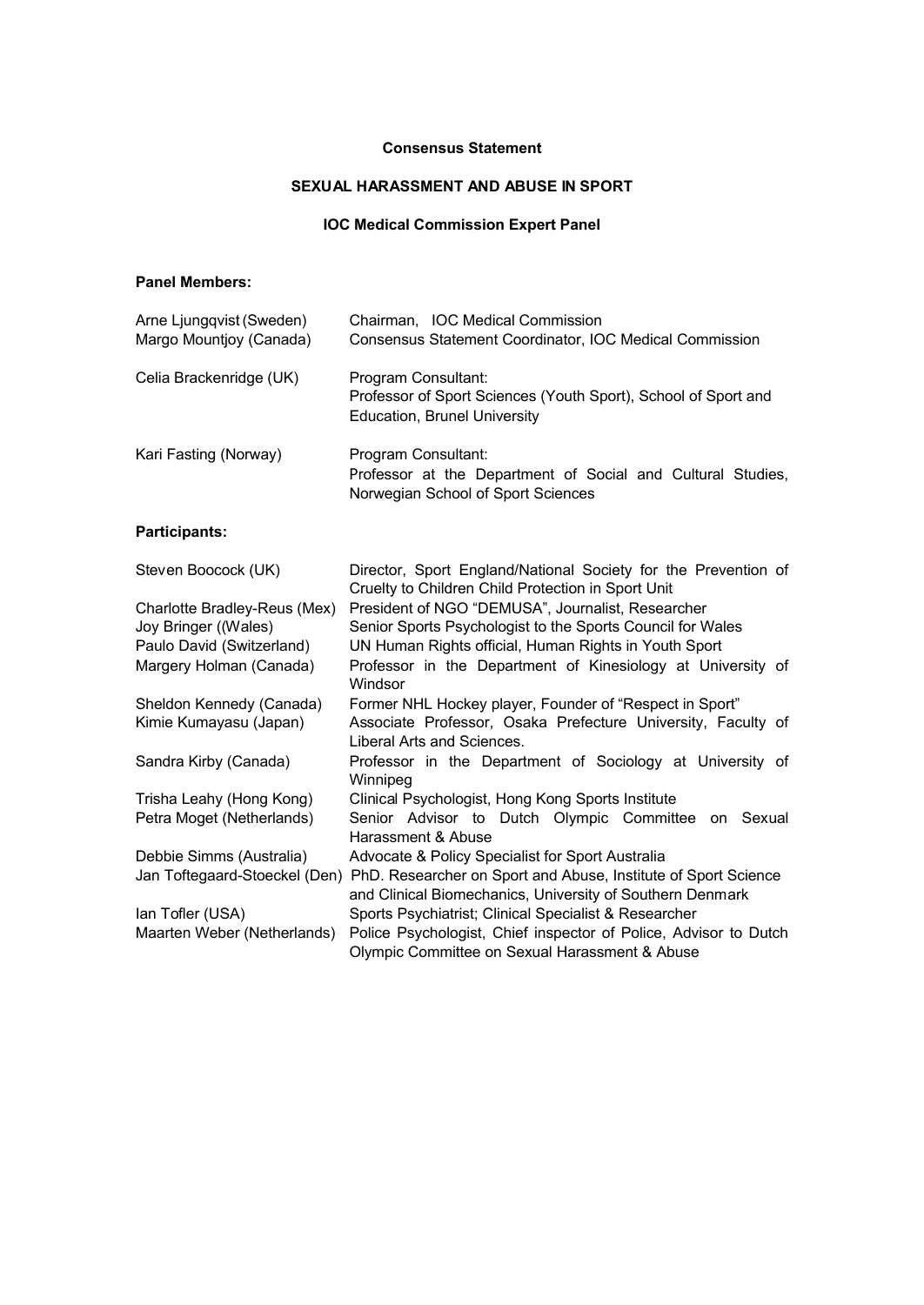**Consensus Statement**

**SEXUAL HARASSMENT AND ABUSE IN SPORT**

**IOC Medical Commission Expert Panel**

**Panel Members:**

| | |
|---|---|
| Arne Ljungqvist (Sweden) | Chairman, IOC Medical Commission |
| Margo Mountjoy (Canada) | Consensus Statement Coordinator, IOC Medical Commission |
| Celia Brackenridge (UK) | Program Consultant: Professor of Sport Sciences (Youth Sport), School of Sport and Education, Brunel University |
| Kari Fasting (Norway) | Program Consultant: Professor at the Department of Social and Cultural Studies, Norwegian School of Sport Sciences |

**Participants:**

| | |
|---|---|
| Steven Boocock (UK) | Director, Sport England/National Society for the Prevention of Cruelty to Children Child Protection in Sport Unit |
| Charlotte Bradley-Reus (Mex) | President of NGO "DEMUSA", Journalist, Researcher |
| Joy Bringer ((Wales) | Senior Sports Psychologist to the Sports Council for Wales |
| Paulo David (Switzerland) | UN Human Rights official, Human Rights in Youth Sport |
| Margery Holman (Canada) | Professor in the Department of Kinesiology at University of Windsor |
| Sheldon Kennedy (Canada) | Former NHL Hockey player, Founder of "Respect in Sport" |
| Kimie Kumayasu (Japan) | Associate Professor, Osaka Prefecture University, Faculty of Liberal Arts and Sciences. |
| Sandra Kirby (Canada) | Professor in the Department of Sociology at University of Winnipeg |
| Trisha Leahy (Hong Kong) | Clinical Psychologist, Hong Kong Sports Institute |
| Petra Moget (Netherlands) | Senior Advisor to Dutch Olympic Committee on Sexual Harassment & Abuse |
| Debbie Simms (Australia) | Advocate & Policy Specialist for Sport Australia |
| Jan Toftegaard-Stoeckel (Den) | PhD. Researcher on Sport and Abuse, Institute of Sport Science and Clinical Biomechanics, University of Southern Denmark |
| Ian Tofler (USA) | Sports Psychiatrist; Clinical Specialist & Researcher |
| Maarten Weber (Netherlands) | Police Psychologist, Chief inspector of Police, Advisor to Dutch Olympic Committee on Sexual Harassment & Abuse |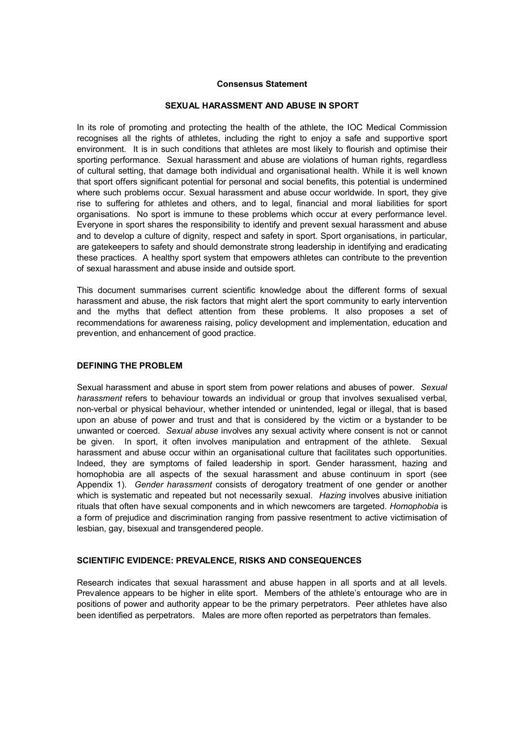**Consensus Statement**

## SEXUAL HARASSMENT AND ABUSE IN SPORT

In its role of promoting and protecting the health of the athlete, the IOC Medical Commission recognises all the rights of athletes, including the right to enjoy a safe and supportive sport environment. It is in such conditions that athletes are most likely to flourish and optimise their sporting performance. Sexual harassment and abuse are violations of human rights, regardless of cultural setting, that damage both individual and organisational health. While it is well known that sport offers significant potential for personal and social benefits, this potential is undermined where such problems occur. Sexual harassment and abuse occur worldwide. In sport, they give rise to suffering for athletes and others, and to legal, financial and moral liabilities for sport organisations. No sport is immune to these problems which occur at every performance level. Everyone in sport shares the responsibility to identify and prevent sexual harassment and abuse and to develop a culture of dignity, respect and safety in sport. Sport organisations, in particular, are gatekeepers to safety and should demonstrate strong leadership in identifying and eradicating these practices. A healthy sport system that empowers athletes can contribute to the prevention of sexual harassment and abuse inside and outside sport.

This document summarises current scientific knowledge about the different forms of sexual harassment and abuse, the risk factors that might alert the sport community to early intervention and the myths that deflect attention from these problems. It also proposes a set of recommendations for awareness raising, policy development and implementation, education and prevention, and enhancement of good practice.

### DEFINING THE PROBLEM

Sexual harassment and abuse in sport stem from power relations and abuses of power. *Sexual harassment* refers to behaviour towards an individual or group that involves sexualised verbal, non-verbal or physical behaviour, whether intended or unintended, legal or illegal, that is based upon an abuse of power and trust and that is considered by the victim or a bystander to be unwanted or coerced. *Sexual abuse* involves any sexual activity where consent is not or cannot be given. In sport, it often involves manipulation and entrapment of the athlete. Sexual harassment and abuse occur within an organisational culture that facilitates such opportunities. Indeed, they are symptoms of failed leadership in sport. Gender harassment, hazing and homophobia are all aspects of the sexual harassment and abuse continuum in sport (see Appendix 1). *Gender harassment* consists of derogatory treatment of one gender or another which is systematic and repeated but not necessarily sexual. *Hazing* involves abusive initiation rituals that often have sexual components and in which newcomers are targeted. *Homophobia* is a form of prejudice and discrimination ranging from passive resentment to active victimisation of lesbian, gay, bisexual and transgendered people.

### SCIENTIFIC EVIDENCE: PREVALENCE, RISKS AND CONSEQUENCES

Research indicates that sexual harassment and abuse happen in all sports and at all levels. Prevalence appears to be higher in elite sport. Members of the athlete's entourage who are in positions of power and authority appear to be the primary perpetrators. Peer athletes have also been identified as perpetrators. Males are more often reported as perpetrators than females.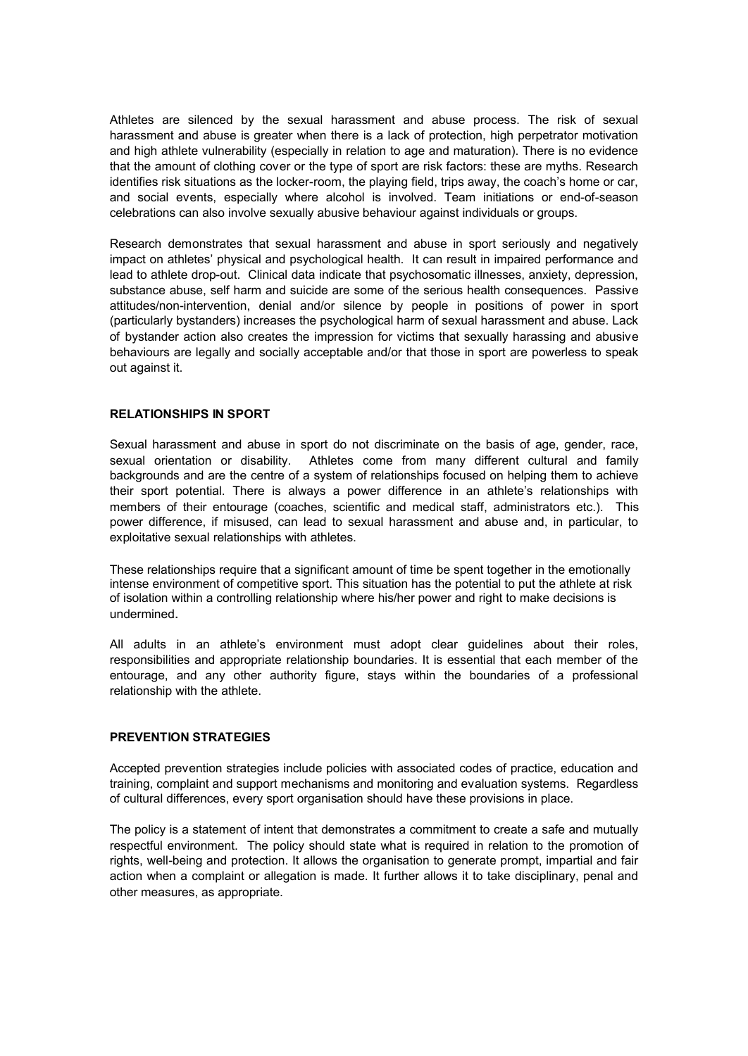Athletes are silenced by the sexual harassment and abuse process. The risk of sexual harassment and abuse is greater when there is a lack of protection, high perpetrator motivation and high athlete vulnerability (especially in relation to age and maturation). There is no evidence that the amount of clothing cover or the type of sport are risk factors: these are myths. Research identifies risk situations as the locker-room, the playing field, trips away, the coach's home or car, and social events, especially where alcohol is involved. Team initiations or end-of-season celebrations can also involve sexually abusive behaviour against individuals or groups.

Research demonstrates that sexual harassment and abuse in sport seriously and negatively impact on athletes' physical and psychological health. It can result in impaired performance and lead to athlete drop-out. Clinical data indicate that psychosomatic illnesses, anxiety, depression, substance abuse, self harm and suicide are some of the serious health consequences. Passive attitudes/non-intervention, denial and/or silence by people in positions of power in sport (particularly bystanders) increases the psychological harm of sexual harassment and abuse. Lack of bystander action also creates the impression for victims that sexually harassing and abusive behaviours are legally and socially acceptable and/or that those in sport are powerless to speak out against it.

**RELATIONSHIPS IN SPORT**

Sexual harassment and abuse in sport do not discriminate on the basis of age, gender, race, sexual orientation or disability. Athletes come from many different cultural and family backgrounds and are the centre of a system of relationships focused on helping them to achieve their sport potential. There is always a power difference in an athlete's relationships with members of their entourage (coaches, scientific and medical staff, administrators etc.). This power difference, if misused, can lead to sexual harassment and abuse and, in particular, to exploitative sexual relationships with athletes.

These relationships require that a significant amount of time be spent together in the emotionally intense environment of competitive sport. This situation has the potential to put the athlete at risk of isolation within a controlling relationship where his/her power and right to make decisions is undermined.

All adults in an athlete's environment must adopt clear guidelines about their roles, responsibilities and appropriate relationship boundaries. It is essential that each member of the entourage, and any other authority figure, stays within the boundaries of a professional relationship with the athlete.

**PREVENTION STRATEGIES**

Accepted prevention strategies include policies with associated codes of practice, education and training, complaint and support mechanisms and monitoring and evaluation systems. Regardless of cultural differences, every sport organisation should have these provisions in place.

The policy is a statement of intent that demonstrates a commitment to create a safe and mutually respectful environment. The policy should state what is required in relation to the promotion of rights, well-being and protection. It allows the organisation to generate prompt, impartial and fair action when a complaint or allegation is made. It further allows it to take disciplinary, penal and other measures, as appropriate.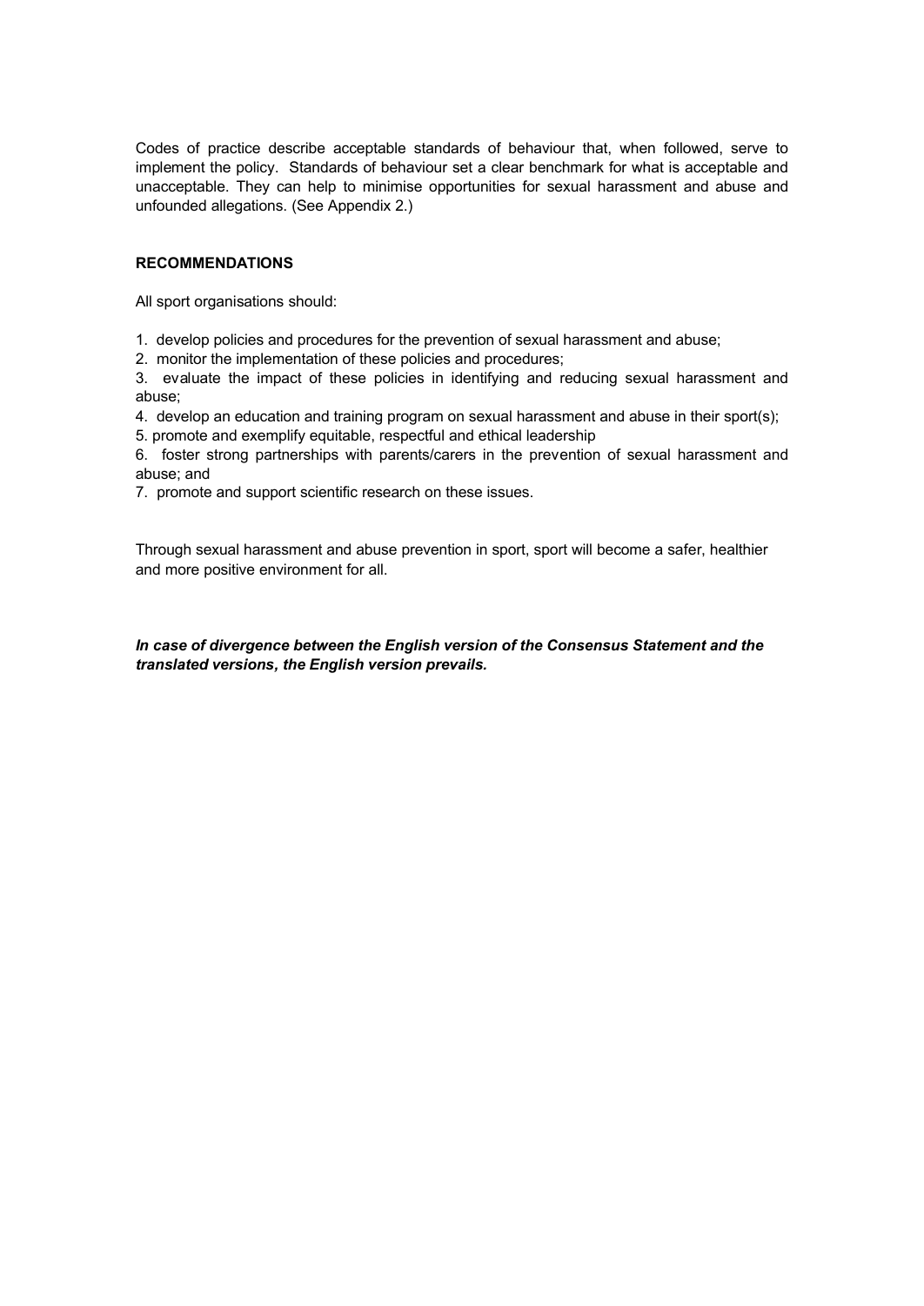Codes of practice describe acceptable standards of behaviour that, when followed, serve to implement the policy. Standards of behaviour set a clear benchmark for what is acceptable and unacceptable. They can help to minimise opportunities for sexual harassment and abuse and unfounded allegations. (See Appendix 2.)

**RECOMMENDATIONS**

All sport organisations should:

1. develop policies and procedures for the prevention of sexual harassment and abuse;
2. monitor the implementation of these policies and procedures;
3. evaluate the impact of these policies in identifying and reducing sexual harassment and abuse;
4. develop an education and training program on sexual harassment and abuse in their sport(s);
5. promote and exemplify equitable, respectful and ethical leadership
6. foster strong partnerships with parents/carers in the prevention of sexual harassment and abuse; and
7. promote and support scientific research on these issues.

Through sexual harassment and abuse prevention in sport, sport will become a safer, healthier and more positive environment for all.

***In case of divergence between the English version of the Consensus Statement and the translated versions, the English version prevails.***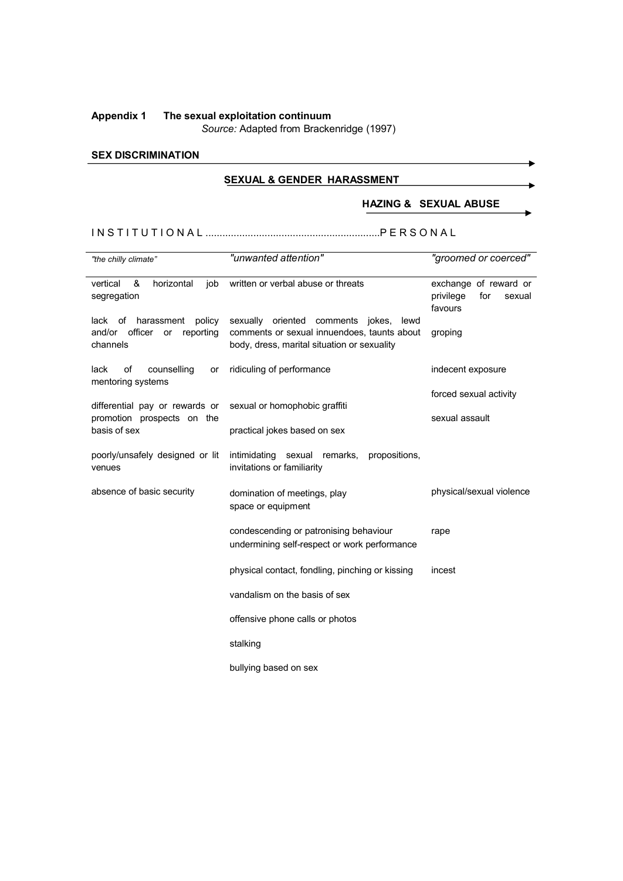**Appendix 1 The sexual exploitation continuum**
*Source:* Adapted from Brackenridge (1997)

**SEX DISCRIMINATION** →

**SEXUAL & GENDER HARASSMENT** →

**HAZING & SEXUAL ABUSE** →

I N S T I T U T I O N A L ............................................................P E R S O N A L

| *"the chilly climate"* | *"unwanted attention"* | *"groomed or coerced"* |
|---|---|---|
| vertical & horizontal job segregation | written or verbal abuse or threats | exchange of reward or privilege for sexual favours |
| lack of harassment policy and/or officer or reporting channels | sexually oriented comments jokes, lewd comments or sexual innuendoes, taunts about body, dress, marital situation or sexuality | groping |
| lack of counselling or mentoring systems | ridiculing of performance | indecent exposure |
| | | forced sexual activity |
| differential pay or rewards or promotion prospects on the basis of sex | sexual or homophobic graffiti | sexual assault |
| | practical jokes based on sex | |
| poorly/unsafely designed or lit venues | intimidating sexual remarks, propositions, invitations or familiarity | |
| absence of basic security | domination of meetings, play space or equipment | physical/sexual violence |
| | condescending or patronising behaviour undermining self-respect or work performance | rape |
| | physical contact, fondling, pinching or kissing | incest |
| | vandalism on the basis of sex | |
| | offensive phone calls or photos | |
| | stalking | |
| | bullying based on sex | |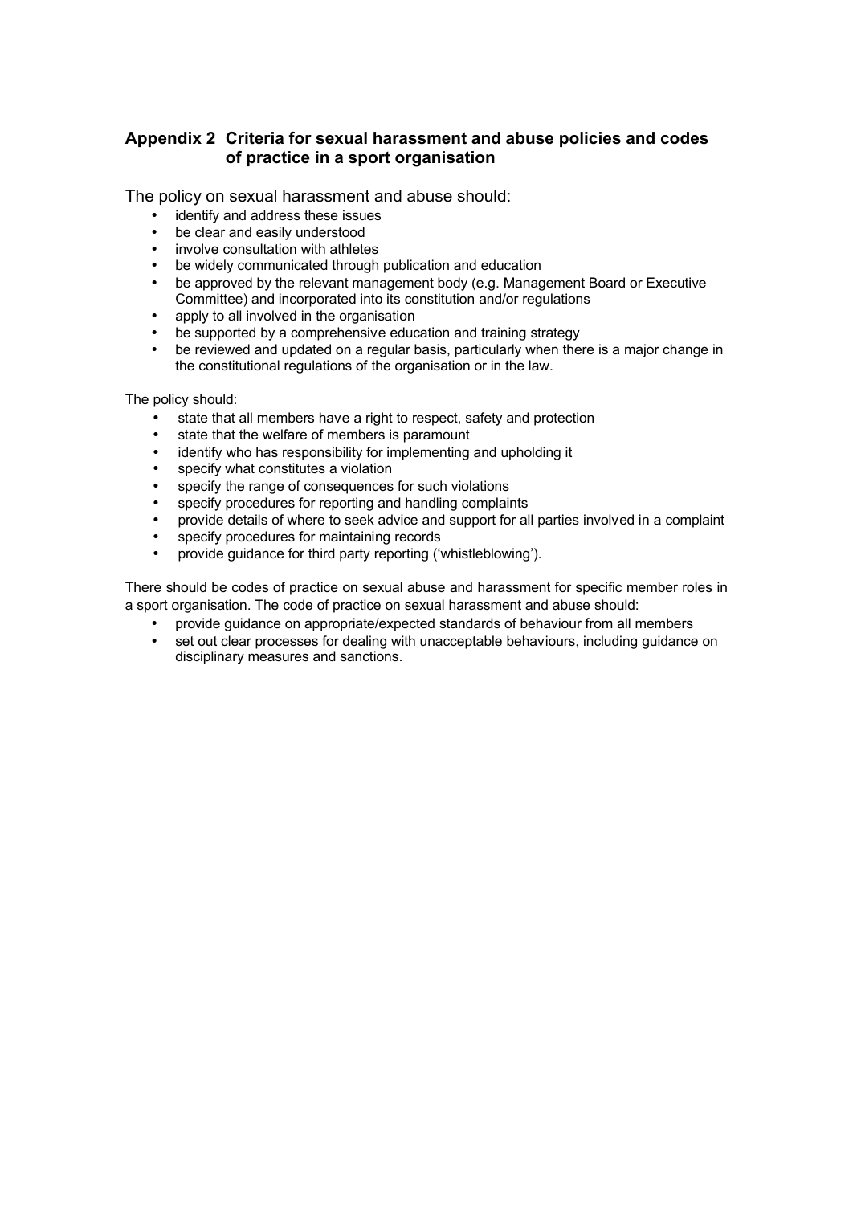## Appendix 2 Criteria for sexual harassment and abuse policies and codes of practice in a sport organisation

The policy on sexual harassment and abuse should:

- identify and address these issues
- be clear and easily understood
- involve consultation with athletes
- be widely communicated through publication and education
- be approved by the relevant management body (e.g. Management Board or Executive Committee) and incorporated into its constitution and/or regulations
- apply to all involved in the organisation
- be supported by a comprehensive education and training strategy
- be reviewed and updated on a regular basis, particularly when there is a major change in the constitutional regulations of the organisation or in the law.

The policy should:

- state that all members have a right to respect, safety and protection
- state that the welfare of members is paramount
- identify who has responsibility for implementing and upholding it
- specify what constitutes a violation
- specify the range of consequences for such violations
- specify procedures for reporting and handling complaints
- provide details of where to seek advice and support for all parties involved in a complaint
- specify procedures for maintaining records
- provide guidance for third party reporting ('whistleblowing').

There should be codes of practice on sexual abuse and harassment for specific member roles in a sport organisation. The code of practice on sexual harassment and abuse should:

- provide guidance on appropriate/expected standards of behaviour from all members
- set out clear processes for dealing with unacceptable behaviours, including guidance on disciplinary measures and sanctions.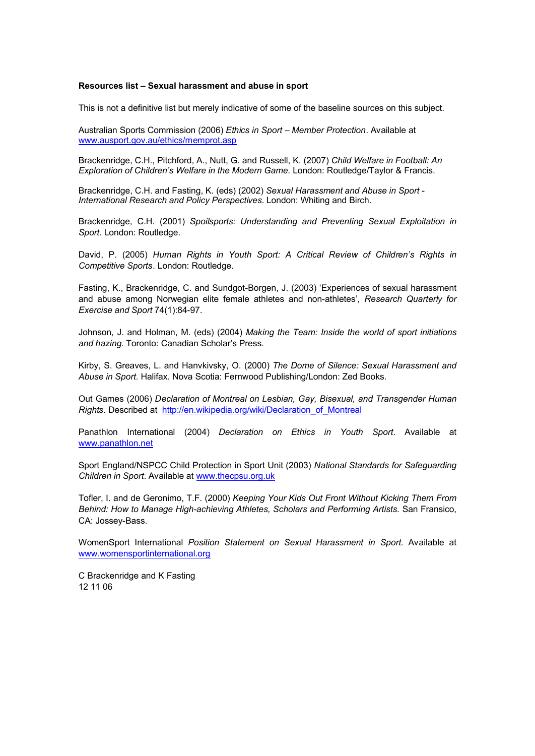**Resources list – Sexual harassment and abuse in sport**

This is not a definitive list but merely indicative of some of the baseline sources on this subject.

Australian Sports Commission (2006) *Ethics in Sport – Member Protection*. Available at www.ausport.gov.au/ethics/memprot.asp

Brackenridge, C.H., Pitchford, A., Nutt, G. and Russell, K. (2007) *Child Welfare in Football: An Exploration of Children's Welfare in the Modern Game.* London: Routledge/Taylor & Francis.

Brackenridge, C.H. and Fasting, K. (eds) (2002) *Sexual Harassment and Abuse in Sport - International Research and Policy Perspectives*. London: Whiting and Birch.

Brackenridge, C.H. (2001) *Spoilsports: Understanding and Preventing Sexual Exploitation in Sport.* London: Routledge.

David, P. (2005) *Human Rights in Youth Sport: A Critical Review of Children's Rights in Competitive Sports*. London: Routledge.

Fasting, K., Brackenridge, C. and Sundgot-Borgen, J. (2003) 'Experiences of sexual harassment and abuse among Norwegian elite female athletes and non-athletes', *Research Quarterly for Exercise and Sport* 74(1):84-97.

Johnson, J. and Holman, M. (eds) (2004) *Making the Team: Inside the world of sport initiations and hazing.* Toronto: Canadian Scholar's Press.

Kirby, S. Greaves, L. and Hanvkivsky, O. (2000) *The Dome of Silence: Sexual Harassment and Abuse in Sport.* Halifax. Nova Scotia: Fernwood Publishing/London: Zed Books.

Out Games (2006) *Declaration of Montreal on Lesbian, Gay, Bisexual, and Transgender Human Rights*. Described at http://en.wikipedia.org/wiki/Declaration_of_Montreal

Panathlon International (2004) *Declaration on Ethics in Youth Sport*. Available at www.panathlon.net

Sport England/NSPCC Child Protection in Sport Unit (2003) *National Standards for Safeguarding Children in Sport*. Available at www.thecpsu.org.uk

Tofler, I. and de Geronimo, T.F. (2000) *Keeping Your Kids Out Front Without Kicking Them From Behind: How to Manage High-achieving Athletes, Scholars and Performing Artists.* San Fransico, CA: Jossey-Bass.

WomenSport International *Position Statement on Sexual Harassment in Sport.* Available at www.womensportinternational.org

C Brackenridge and K Fasting
12 11 06